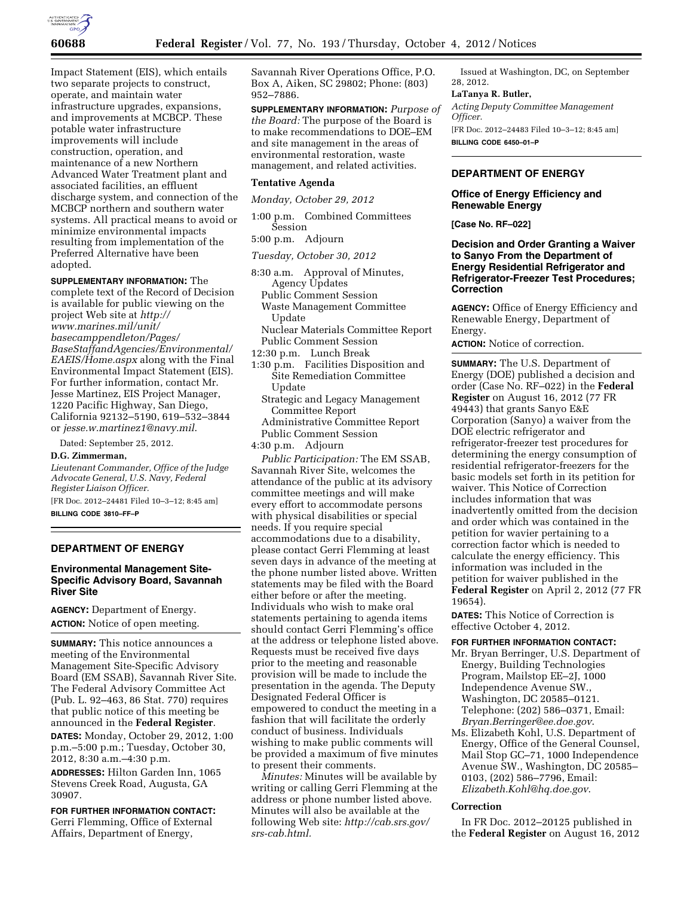Impact Statement (EIS), which entails two separate projects to construct, operate, and maintain water infrastructure upgrades, expansions, and improvements at MCBCP. These potable water infrastructure improvements will include construction, operation, and maintenance of a new Northern Advanced Water Treatment plant and associated facilities, an effluent discharge system, and connection of the MCBCP northern and southern water systems. All practical means to avoid or minimize environmental impacts resulting from implementation of the Preferred Alternative have been adopted.

**SUPPLEMENTARY INFORMATION:** The complete text of the Record of Decision is available for public viewing on the project Web site at *http://www.marines.mil/unit/basecamppendleton/Pages/BaseStaffandAgencies/Environmental/EAEIS/Home.aspx* along with the Final Environmental Impact Statement (EIS). For further information, contact Mr. Jesse Martinez, EIS Project Manager, 1220 Pacific Highway, San Diego, California 92132–5190, 619–532–3844 or *jesse.w.martinez1@navy.mil*.

Dated: September 25, 2012.

**D.G. Zimmerman,**

*Lieutenant Commander, Office of the Judge Advocate General, U.S. Navy, Federal Register Liaison Officer.*

[FR Doc. 2012–24481 Filed 10–3–12; 8:45 am]

**BILLING CODE 3810–FF–P**

---

## DEPARTMENT OF ENERGY

### Environmental Management Site-Specific Advisory Board, Savannah River Site

**AGENCY:** Department of Energy.

**ACTION:** Notice of open meeting.

**SUMMARY:** This notice announces a meeting of the Environmental Management Site-Specific Advisory Board (EM SSAB), Savannah River Site. The Federal Advisory Committee Act (Pub. L. 92–463, 86 Stat. 770) requires that public notice of this meeting be announced in the **Federal Register**.

**DATES:** Monday, October 29, 2012, 1:00 p.m.–5:00 p.m.; Tuesday, October 30, 2012, 8:30 a.m.–4:30 p.m.

**ADDRESSES:** Hilton Garden Inn, 1065 Stevens Creek Road, Augusta, GA 30907.

**FOR FURTHER INFORMATION CONTACT:** Gerri Flemming, Office of External Affairs, Department of Energy, Savannah River Operations Office, P.O. Box A, Aiken, SC 29802; Phone: (803) 952–7886.

**SUPPLEMENTARY INFORMATION:** *Purpose of the Board:* The purpose of the Board is to make recommendations to DOE–EM and site management in the areas of environmental restoration, waste management, and related activities.

#### Tentative Agenda

*Monday, October 29, 2012*

1:00 p.m. Combined Committees Session
5:00 p.m. Adjourn

*Tuesday, October 30, 2012*

8:30 a.m. Approval of Minutes, Agency Updates
Public Comment Session
Waste Management Committee Update
Nuclear Materials Committee Report
Public Comment Session
12:30 p.m. Lunch Break
1:30 p.m. Facilities Disposition and Site Remediation Committee Update
Strategic and Legacy Management Committee Report
Administrative Committee Report
Public Comment Session
4:30 p.m. Adjourn

*Public Participation:* The EM SSAB, Savannah River Site, welcomes the attendance of the public at its advisory committee meetings and will make every effort to accommodate persons with physical disabilities or special needs. If you require special accommodations due to a disability, please contact Gerri Flemming at least seven days in advance of the meeting at the phone number listed above. Written statements may be filed with the Board either before or after the meeting. Individuals who wish to make oral statements pertaining to agenda items should contact Gerri Flemming's office at the address or telephone listed above. Requests must be received five days prior to the meeting and reasonable provision will be made to include the presentation in the agenda. The Deputy Designated Federal Officer is empowered to conduct the meeting in a fashion that will facilitate the orderly conduct of business. Individuals wishing to make public comments will be provided a maximum of five minutes to present their comments.

*Minutes:* Minutes will be available by writing or calling Gerri Flemming at the address or phone number listed above. Minutes will also be available at the following Web site: *http://cab.srs.gov/srs-cab.html.*

Issued at Washington, DC, on September 28, 2012.

**LaTanya R. Butler,**

*Acting Deputy Committee Management Officer.*

[FR Doc. 2012–24483 Filed 10–3–12; 8:45 am]

**BILLING CODE 6450–01–P**

---

## DEPARTMENT OF ENERGY

### Office of Energy Efficiency and Renewable Energy

**[Case No. RF–022]**

### Decision and Order Granting a Waiver to Sanyo From the Department of Energy Residential Refrigerator and Refrigerator-Freezer Test Procedures; Correction

**AGENCY:** Office of Energy Efficiency and Renewable Energy, Department of Energy.

**ACTION:** Notice of correction.

**SUMMARY:** The U.S. Department of Energy (DOE) published a decision and order (Case No. RF–022) in the **Federal Register** on August 16, 2012 (77 FR 49443) that grants Sanyo E&E Corporation (Sanyo) a waiver from the DOE electric refrigerator and refrigerator-freezer test procedures for determining the energy consumption of residential refrigerator-freezers for the basic models set forth in its petition for waiver. This Notice of Correction includes information that was inadvertently omitted from the decision and order which was contained in the petition for wavier pertaining to a correction factor which is needed to calculate the energy efficiency. This information was included in the petition for waiver published in the **Federal Register** on April 2, 2012 (77 FR 19654).

**DATES:** This Notice of Correction is effective October 4, 2012.

**FOR FURTHER INFORMATION CONTACT:**

Mr. Bryan Berringer, U.S. Department of Energy, Building Technologies Program, Mailstop EE–2J, 1000 Independence Avenue SW., Washington, DC 20585–0121. Telephone: (202) 586–0371, Email: *Bryan.Berringer@ee.doe.gov*.

Ms. Elizabeth Kohl, U.S. Department of Energy, Office of the General Counsel, Mail Stop GC–71, 1000 Independence Avenue SW., Washington, DC 20585–0103, (202) 586–7796, Email: *Elizabeth.Kohl@hq.doe.gov*.

#### Correction

In FR Doc. 2012–20125 published in the **Federal Register** on August 16, 2012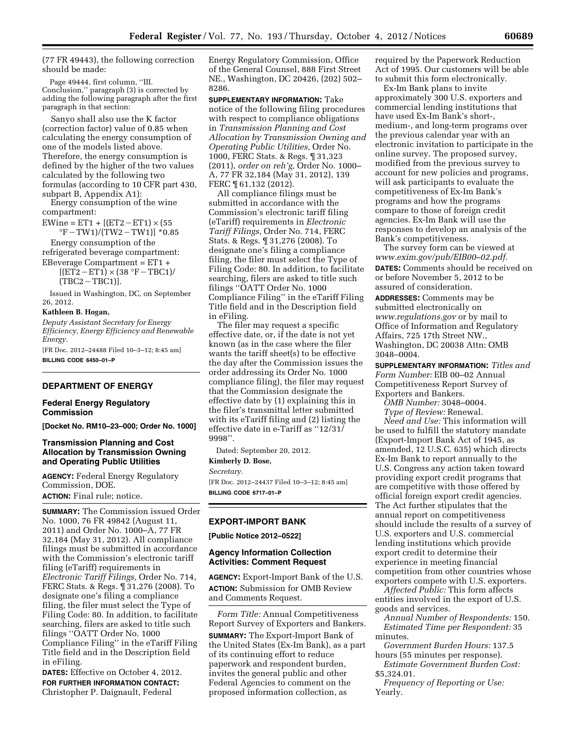(77 FR 49443), the following correction should be made:

Page 49444, first column, ''III. Conclusion,'' paragraph (3) is corrected by adding the following paragraph after the first paragraph in that section:

Sanyo shall also use the K factor (correction factor) value of 0.85 when calculating the energy consumption of one of the models listed above. Therefore, the energy consumption is defined by the higher of the two values calculated by the following two formulas (according to 10 CFR part 430, subpart B, Appendix A1):

Energy consumption of the wine compartment:

$$EWine = ET1 + [(ET2 - ET1) \times (55\ ^\circ F - TW1)/(TW2 - TW1)] * 0.85$$

Energy consumption of the refrigerated beverage compartment:

$$EBeverage\ Compartment = ET1 + [(ET2 - ET1) \times (38\ ^\circ F - TBC1)/(TBC2 - TBC1)].$$

Issued in Washington, DC, on September 26, 2012.

**Kathleen B. Hogan,**

*Deputy Assistant Secretary for Energy Efficiency, Energy Efficiency and Renewable Energy.*

[FR Doc. 2012–24488 Filed 10–3–12; 8:45 am]

**BILLING CODE 6450–01–P**

## DEPARTMENT OF ENERGY

### Federal Energy Regulatory Commission

**[Docket No. RM10–23–000; Order No. 1000]**

### Transmission Planning and Cost Allocation by Transmission Owning and Operating Public Utilities

**AGENCY:** Federal Energy Regulatory Commission, DOE.

**ACTION:** Final rule; notice.

**SUMMARY:** The Commission issued Order No. 1000, 76 FR 49842 (August 11, 2011) and Order No. 1000–A, 77 FR 32,184 (May 31, 2012). All compliance filings must be submitted in accordance with the Commission's electronic tariff filing (eTariff) requirements in *Electronic Tariff Filings,* Order No. 714, FERC Stats. & Regs. ¶ 31,276 (2008). To designate one's filing a compliance filing, the filer must select the Type of Filing Code: 80. In addition, to facilitate searching, filers are asked to title such filings ''OATT Order No. 1000 Compliance Filing'' in the eTariff Filing Title field and in the Description field in eFiling.

**DATES:** Effective on October 4, 2012.

**FOR FURTHER INFORMATION CONTACT:** Christopher P. Daignault, Federal Energy Regulatory Commission, Office of the General Counsel, 888 First Street NE., Washington, DC 20426, (202) 502–8286.

**SUPPLEMENTARY INFORMATION:** Take notice of the following filing procedures with respect to compliance obligations in *Transmission Planning and Cost Allocation by Transmission Owning and Operating Public Utilities,* Order No. 1000, FERC Stats. & Regs. ¶ 31,323 (2011), *order on reh'g,* Order No. 1000–A, 77 FR 32,184 (May 31, 2012), 139 FERC ¶ 61,132 (2012).

All compliance filings must be submitted in accordance with the Commission's electronic tariff filing (eTariff) requirements in *Electronic Tariff Filings,* Order No. 714, FERC Stats. & Regs. ¶ 31,276 (2008). To designate one's filing a compliance filing, the filer must select the Type of Filing Code: 80. In addition, to facilitate searching, filers are asked to title such filings ''OATT Order No. 1000 Compliance Filing'' in the eTariff Filing Title field and in the Description field in eFiling.

The filer may request a specific effective date, or, if the date is not yet known (as in the case where the filer wants the tariff sheet(s) to be effective the day after the Commission issues the order addressing its Order No. 1000 compliance filing), the filer may request that the Commission designate the effective date by (1) explaining this in the filer's transmittal letter submitted with its eTariff filing and (2) listing the effective date in e-Tariff as ''12/31/9998''.

Dated: September 20, 2012.

**Kimberly D. Bose,**

*Secretary.*

[FR Doc. 2012–24437 Filed 10–3–12; 8:45 am]

**BILLING CODE 6717–01–P**

## EXPORT-IMPORT BANK

**[Public Notice 2012–0522]**

### Agency Information Collection Activities: Comment Request

**AGENCY:** Export-Import Bank of the U.S.

**ACTION:** Submission for OMB Review and Comments Request.

*Form Title:* Annual Competitiveness Report Survey of Exporters and Bankers.

**SUMMARY:** The Export-Import Bank of the United States (Ex-Im Bank), as a part of its continuing effort to reduce paperwork and respondent burden, invites the general public and other Federal Agencies to comment on the proposed information collection, as required by the Paperwork Reduction Act of 1995. Our customers will be able to submit this form electronically.

Ex-Im Bank plans to invite approximately 300 U.S. exporters and commercial lending institutions that have used Ex-Im Bank's short-, medium-, and long-term programs over the previous calendar year with an electronic invitation to participate in the online survey. The proposed survey, modified from the previous survey to account for new policies and programs, will ask participants to evaluate the competitiveness of Ex-Im Bank's programs and how the programs compare to those of foreign credit agencies. Ex-Im Bank will use the responses to develop an analysis of the Bank's competitiveness.

The survey form can be viewed at *www.exim.gov/pub/EIB00–02.pdf.*

**DATES:** Comments should be received on or before November 5, 2012 to be assured of consideration.

**ADDRESSES:** Comments may be submitted electronically on *www.regulations.gov* or by mail to Office of Information and Regulatory Affairs, 725 17th Street NW., Washington, DC 20038 Attn: OMB 3048–0004.

**SUPPLEMENTARY INFORMATION:** *Titles and Form Number:* EIB 00–02 Annual Competitiveness Report Survey of Exporters and Bankers.

*OMB Number:* 3048–0004.

*Type of Review:* Renewal.

*Need and Use:* This information will be used to fulfill the statutory mandate (Export-Import Bank Act of 1945, as amended, 12 U.S.C. 635) which directs Ex-Im Bank to report annually to the U.S. Congress any action taken toward providing export credit programs that are competitive with those offered by official foreign export credit agencies. The Act further stipulates that the annual report on competitiveness should include the results of a survey of U.S. exporters and U.S. commercial lending institutions which provide export credit to determine their experience in meeting financial competition from other countries whose exporters compete with U.S. exporters.

*Affected Public:* This form affects entities involved in the export of U.S. goods and services.

*Annual Number of Respondents:* 150.

*Estimated Time per Respondent:* 35 minutes.

*Government Burden Hours:* 137.5 hours (55 minutes per response).

*Estimate Government Burden Cost:* $5,324.01.

*Frequency of Reporting or Use:* Yearly.